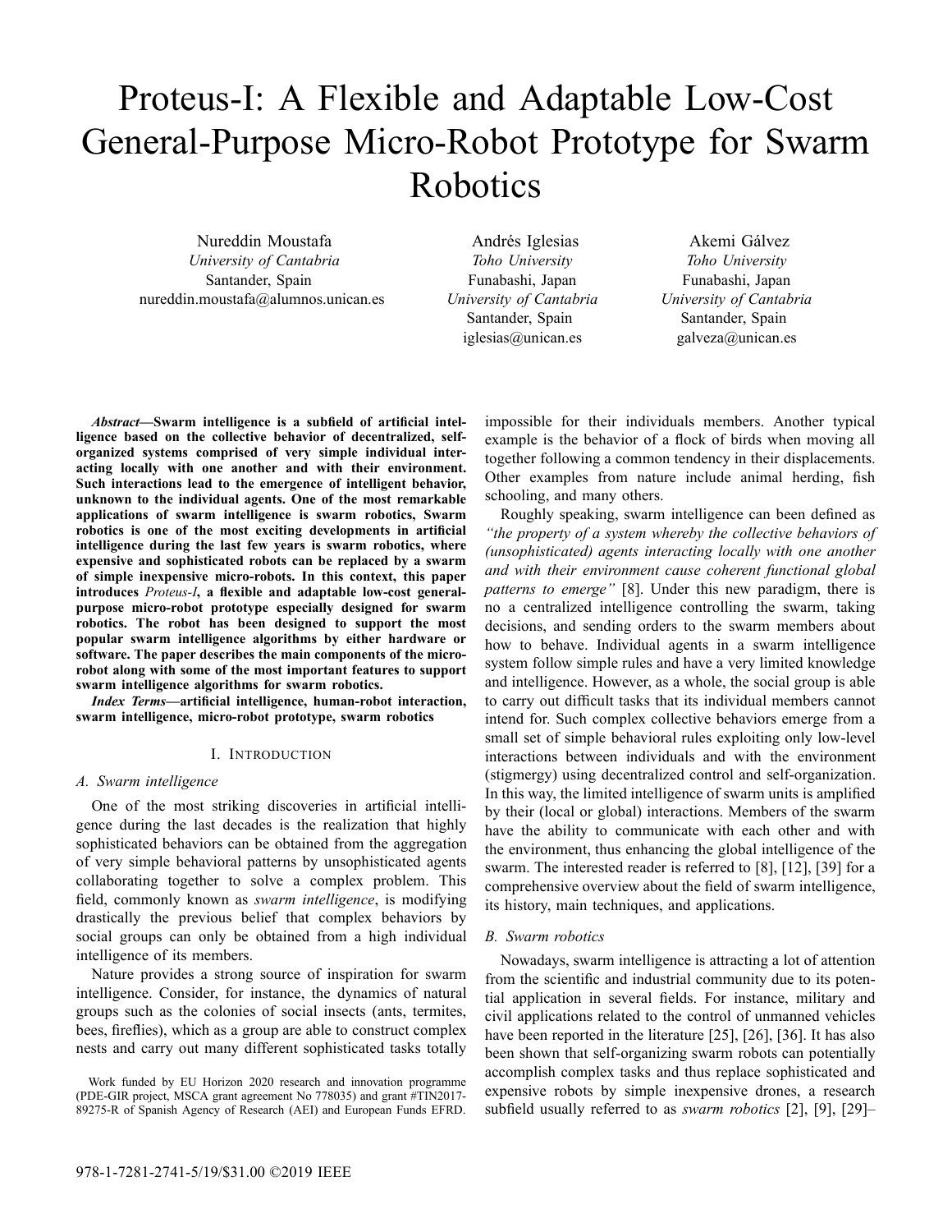# Proteus-I: A Flexible and Adaptable Low-Cost General-Purpose Micro-Robot Prototype for Swarm Robotics

Nureddin Moustafa
*University of Cantabria*
Santander, Spain
nureddin.moustafa@alumnos.unican.es

Andrés Iglesias
*Toho University*
Funabashi, Japan
*University of Cantabria*
Santander, Spain
iglesias@unican.es

Akemi Gálvez
*Toho University*
Funabashi, Japan
*University of Cantabria*
Santander, Spain
galveza@unican.es

***Abstract*—Swarm intelligence is a subfield of artificial intelligence based on the collective behavior of decentralized, self-organized systems comprised of very simple individual interacting locally with one another and with their environment. Such interactions lead to the emergence of intelligent behavior, unknown to the individual agents. One of the most remarkable applications of swarm intelligence is swarm robotics, Swarm robotics is one of the most exciting developments in artificial intelligence during the last few years is swarm robotics, where expensive and sophisticated robots can be replaced by a swarm of simple inexpensive micro-robots. In this context, this paper introduces *Proteus-I*, a flexible and adaptable low-cost general-purpose micro-robot prototype especially designed for swarm robotics. The robot has been designed to support the most popular swarm intelligence algorithms by either hardware or software. The paper describes the main components of the micro-robot along with some of the most important features to support swarm intelligence algorithms for swarm robotics.**

***Index Terms*—artificial intelligence, human-robot interaction, swarm intelligence, micro-robot prototype, swarm robotics**

## I. Introduction

### A. Swarm intelligence

One of the most striking discoveries in artificial intelligence during the last decades is the realization that highly sophisticated behaviors can be obtained from the aggregation of very simple behavioral patterns by unsophisticated agents collaborating together to solve a complex problem. This field, commonly known as *swarm intelligence*, is modifying drastically the previous belief that complex behaviors by social groups can only be obtained from a high individual intelligence of its members.

Nature provides a strong source of inspiration for swarm intelligence. Consider, for instance, the dynamics of natural groups such as the colonies of social insects (ants, termites, bees, fireflies), which as a group are able to construct complex nests and carry out many different sophisticated tasks totally impossible for their individuals members. Another typical example is the behavior of a flock of birds when moving all together following a common tendency in their displacements. Other examples from nature include animal herding, fish schooling, and many others.

Roughly speaking, swarm intelligence can been defined as *"the property of a system whereby the collective behaviors of (unsophisticated) agents interacting locally with one another and with their environment cause coherent functional global patterns to emerge"* [8]. Under this new paradigm, there is no a centralized intelligence controlling the swarm, taking decisions, and sending orders to the swarm members about how to behave. Individual agents in a swarm intelligence system follow simple rules and have a very limited knowledge and intelligence. However, as a whole, the social group is able to carry out difficult tasks that its individual members cannot intend for. Such complex collective behaviors emerge from a small set of simple behavioral rules exploiting only low-level interactions between individuals and with the environment (stigmergy) using decentralized control and self-organization. In this way, the limited intelligence of swarm units is amplified by their (local or global) interactions. Members of the swarm have the ability to communicate with each other and with the environment, thus enhancing the global intelligence of the swarm. The interested reader is referred to [8], [12], [39] for a comprehensive overview about the field of swarm intelligence, its history, main techniques, and applications.

### B. Swarm robotics

Nowadays, swarm intelligence is attracting a lot of attention from the scientific and industrial community due to its potential application in several fields. For instance, military and civil applications related to the control of unmanned vehicles have been reported in the literature [25], [26], [36]. It has also been shown that self-organizing swarm robots can potentially accomplish complex tasks and thus replace sophisticated and expensive robots by simple inexpensive drones, a research subfield usually referred to as *swarm robotics* [2], [9], [29]–

Work funded by EU Horizon 2020 research and innovation programme (PDE-GIR project, MSCA grant agreement No 778035) and grant #TIN2017-89275-R of Spanish Agency of Research (AEI) and European Funds EFRD.

978-1-7281-2741-5/19/$31.00 ©2019 IEEE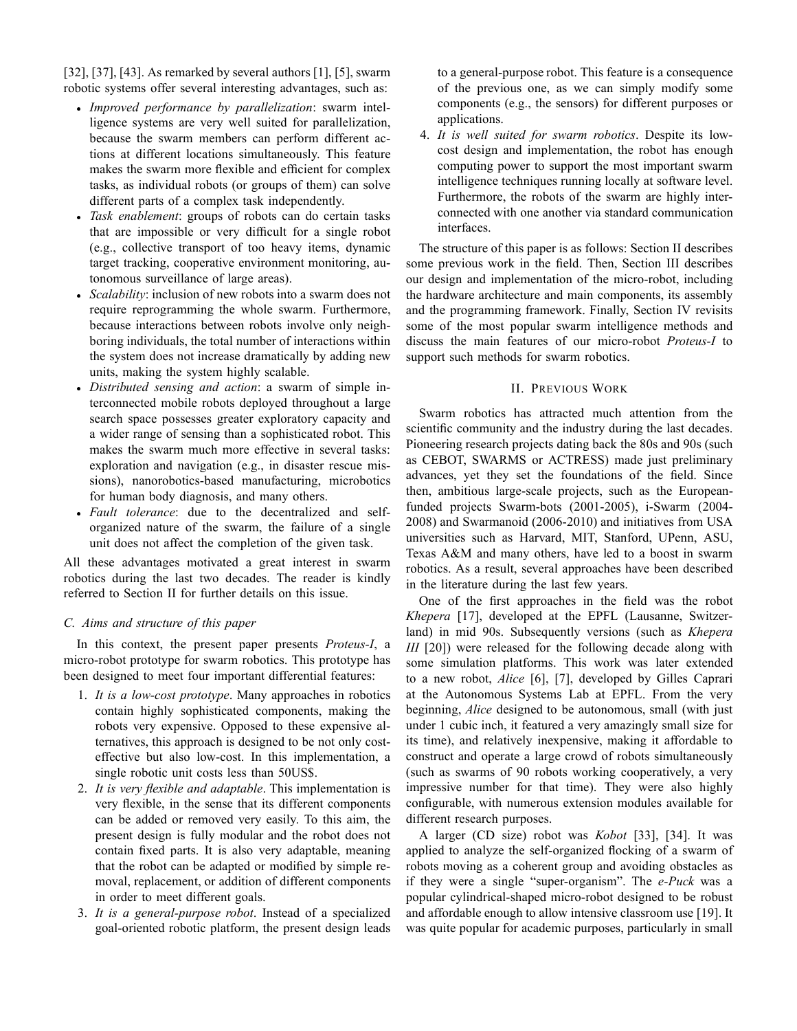[32], [37], [43]. As remarked by several authors [1], [5], swarm robotic systems offer several interesting advantages, such as:

- *Improved performance by parallelization*: swarm intelligence systems are very well suited for parallelization, because the swarm members can perform different actions at different locations simultaneously. This feature makes the swarm more flexible and efficient for complex tasks, as individual robots (or groups of them) can solve different parts of a complex task independently.
- *Task enablement*: groups of robots can do certain tasks that are impossible or very difficult for a single robot (e.g., collective transport of too heavy items, dynamic target tracking, cooperative environment monitoring, autonomous surveillance of large areas).
- *Scalability*: inclusion of new robots into a swarm does not require reprogramming the whole swarm. Furthermore, because interactions between robots involve only neighboring individuals, the total number of interactions within the system does not increase dramatically by adding new units, making the system highly scalable.
- *Distributed sensing and action*: a swarm of simple interconnected mobile robots deployed throughout a large search space possesses greater exploratory capacity and a wider range of sensing than a sophisticated robot. This makes the swarm much more effective in several tasks: exploration and navigation (e.g., in disaster rescue missions), nanorobotics-based manufacturing, microbotics for human body diagnosis, and many others.
- *Fault tolerance*: due to the decentralized and self-organized nature of the swarm, the failure of a single unit does not affect the completion of the given task.

All these advantages motivated a great interest in swarm robotics during the last two decades. The reader is kindly referred to Section II for further details on this issue.

### C. Aims and structure of this paper

In this context, the present paper presents *Proteus-I*, a micro-robot prototype for swarm robotics. This prototype has been designed to meet four important differential features:

1. *It is a low-cost prototype*. Many approaches in robotics contain highly sophisticated components, making the robots very expensive. Opposed to these expensive alternatives, this approach is designed to be not only cost-effective but also low-cost. In this implementation, a single robotic unit costs less than 50US$.
2. *It is very flexible and adaptable*. This implementation is very flexible, in the sense that its different components can be added or removed very easily. To this aim, the present design is fully modular and the robot does not contain fixed parts. It is also very adaptable, meaning that the robot can be adapted or modified by simple removal, replacement, or addition of different components in order to meet different goals.
3. *It is a general-purpose robot*. Instead of a specialized goal-oriented robotic platform, the present design leads to a general-purpose robot. This feature is a consequence of the previous one, as we can simply modify some components (e.g., the sensors) for different purposes or applications.
4. *It is well suited for swarm robotics*. Despite its low-cost design and implementation, the robot has enough computing power to support the most important swarm intelligence techniques running locally at software level. Furthermore, the robots of the swarm are highly interconnected with one another via standard communication interfaces.

The structure of this paper is as follows: Section II describes some previous work in the field. Then, Section III describes our design and implementation of the micro-robot, including the hardware architecture and main components, its assembly and the programming framework. Finally, Section IV revisits some of the most popular swarm intelligence methods and discuss the main features of our micro-robot *Proteus-I* to support such methods for swarm robotics.

## II. Previous Work

Swarm robotics has attracted much attention from the scientific community and the industry during the last decades. Pioneering research projects dating back the 80s and 90s (such as CEBOT, SWARMS or ACTRESS) made just preliminary advances, yet they set the foundations of the field. Since then, ambitious large-scale projects, such as the European-funded projects Swarm-bots (2001-2005), i-Swarm (2004-2008) and Swarmanoid (2006-2010) and initiatives from USA universities such as Harvard, MIT, Stanford, UPenn, ASU, Texas A&M and many others, have led to a boost in swarm robotics. As a result, several approaches have been described in the literature during the last few years.

One of the first approaches in the field was the robot *Khepera* [17], developed at the EPFL (Lausanne, Switzerland) in mid 90s. Subsequently versions (such as *Khepera III* [20]) were released for the following decade along with some simulation platforms. This work was later extended to a new robot, *Alice* [6], [7], developed by Gilles Caprari at the Autonomous Systems Lab at EPFL. From the very beginning, *Alice* designed to be autonomous, small (with just under 1 cubic inch, it featured a very amazingly small size for its time), and relatively inexpensive, making it affordable to construct and operate a large crowd of robots simultaneously (such as swarms of 90 robots working cooperatively, a very impressive number for that time). They were also highly configurable, with numerous extension modules available for different research purposes.

A larger (CD size) robot was *Kobot* [33], [34]. It was applied to analyze the self-organized flocking of a swarm of robots moving as a coherent group and avoiding obstacles as if they were a single "super-organism". The *e-Puck* was a popular cylindrical-shaped micro-robot designed to be robust and affordable enough to allow intensive classroom use [19]. It was quite popular for academic purposes, particularly in small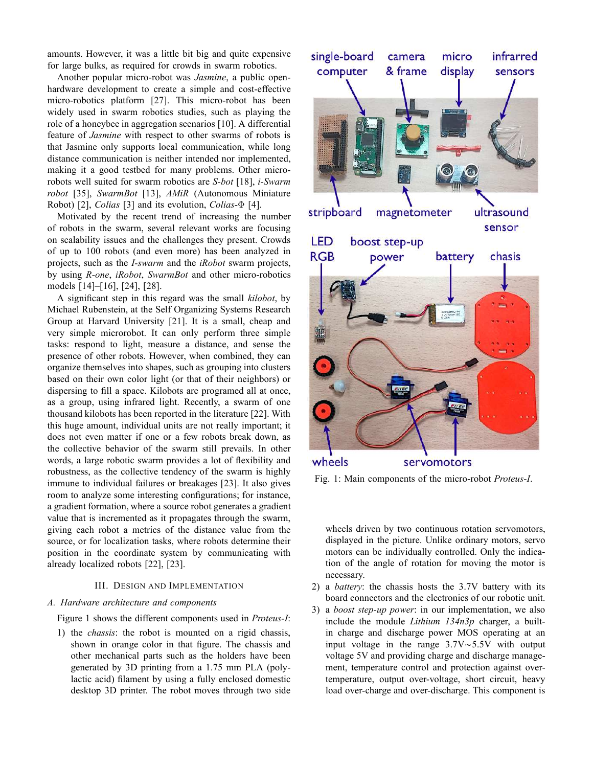amounts. However, it was a little bit big and quite expensive for large bulks, as required for crowds in swarm robotics.

Another popular micro-robot was *Jasmine*, a public open-hardware development to create a simple and cost-effective micro-robotics platform [27]. This micro-robot has been widely used in swarm robotics studies, such as playing the role of a honeybee in aggregation scenarios [10]. A differential feature of *Jasmine* with respect to other swarms of robots is that Jasmine only supports local communication, while long distance communication is neither intended nor implemented, making it a good testbed for many problems. Other micro-robots well suited for swarm robotics are *S-bot* [18], *i-Swarm robot* [35], *SwarmBot* [13], *AMiR* (Autonomous Miniature Robot) [2], *Colias* [3] and its evolution, *Colias-Φ* [4].

Motivated by the recent trend of increasing the number of robots in the swarm, several relevant works are focusing on scalability issues and the challenges they present. Crowds of up to 100 robots (and even more) has been analyzed in projects, such as the *I-swarm* and the *iRobot* swarm projects, by using *R-one*, *iRobot*, *SwarmBot* and other micro-robotics models [14]–[16], [24], [28].

A significant step in this regard was the small *kilobot*, by Michael Rubenstein, at the Self Organizing Systems Research Group at Harvard University [21]. It is a small, cheap and very simple microrobot. It can only perform three simple tasks: respond to light, measure a distance, and sense the presence of other robots. However, when combined, they can organize themselves into shapes, such as grouping into clusters based on their own color light (or that of their neighbors) or dispersing to fill a space. Kilobots are programed all at once, as a group, using infrared light. Recently, a swarm of one thousand kilobots has been reported in the literature [22]. With this huge amount, individual units are not really important; it does not even matter if one or a few robots break down, as the collective behavior of the swarm still prevails. In other words, a large robotic swarm provides a lot of flexibility and robustness, as the collective tendency of the swarm is highly immune to individual failures or breakages [23]. It also gives room to analyze some interesting configurations; for instance, a gradient formation, where a source robot generates a gradient value that is incremented as it propagates through the swarm, giving each robot a metrics of the distance value from the source, or for localization tasks, where robots determine their position in the coordinate system by communicating with already localized robots [22], [23].

## III. Design and Implementation

### A. Hardware architecture and components

Figure 1 shows the different components used in *Proteus-I*:

1) the *chassis*: the robot is mounted on a rigid chassis, shown in orange color in that figure. The chassis and other mechanical parts such as the holders have been generated by 3D printing from a 1.75 mm PLA (polylactic acid) filament by using a fully enclosed domestic desktop 3D printer. The robot moves through two side wheels driven by two continuous rotation servomotors, displayed in the picture. Unlike ordinary motors, servo motors can be individually controlled. Only the indication of the angle of rotation for moving the motor is necessary.
2) a *battery*: the chassis hosts the 3.7V battery with its board connectors and the electronics of our robotic unit.
3) a *boost step-up power*: in our implementation, we also include the module *Lithium 134n3p* charger, a built-in charge and discharge power MOS operating at an input voltage in the range 3.7V∼5.5V with output voltage 5V and providing charge and discharge management, temperature control and protection against over-temperature, output over-voltage, short circuit, heavy load over-charge and over-discharge. This component is

Fig. 1: Main components of the micro-robot *Proteus-I*.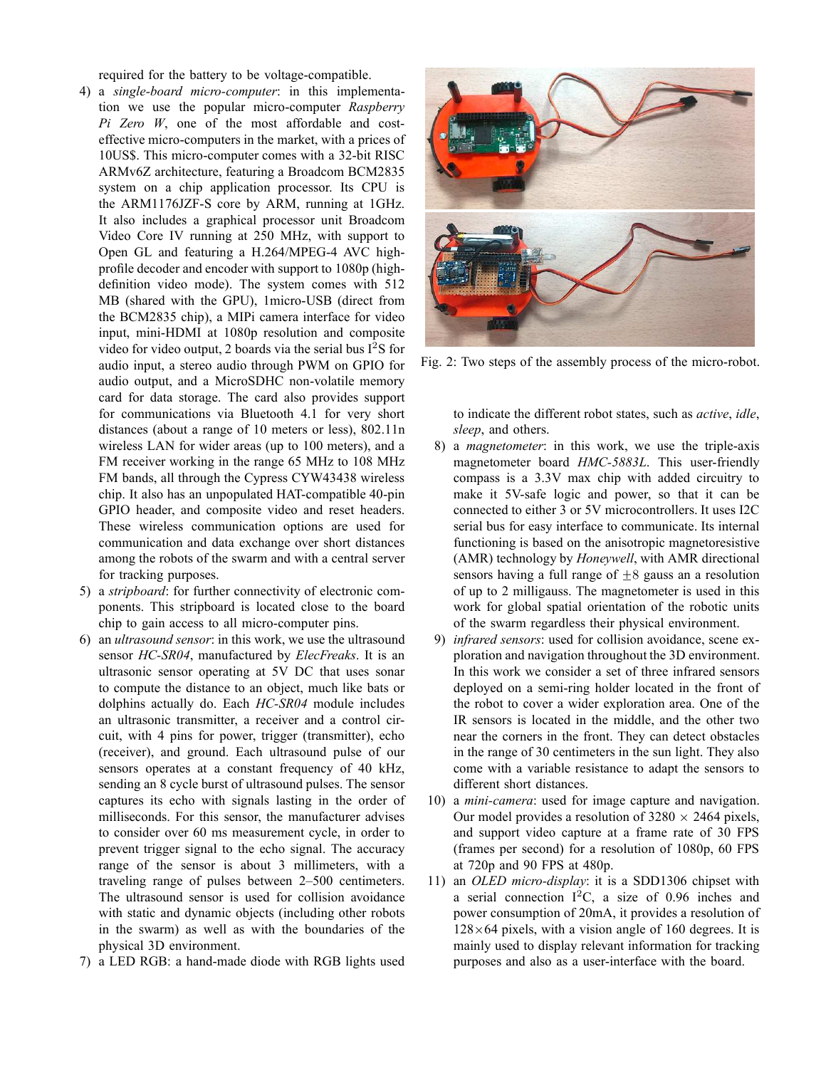required for the battery to be voltage-compatible.

4) a *single-board micro-computer*: in this implementation we use the popular micro-computer *Raspberry Pi Zero W*, one of the most affordable and cost-effective micro-computers in the market, with a prices of 10US$. This micro-computer comes with a 32-bit RISC ARMv6Z architecture, featuring a Broadcom BCM2835 system on a chip application processor. Its CPU is the ARM1176JZF-S core by ARM, running at 1GHz. It also includes a graphical processor unit Broadcom Video Core IV running at 250 MHz, with support to Open GL and featuring a H.264/MPEG-4 AVC high-profile decoder and encoder with support to 1080p (high-definition video mode). The system comes with 512 MB (shared with the GPU), 1micro-USB (direct from the BCM2835 chip), a MIPi camera interface for video input, mini-HDMI at 1080p resolution and composite video for video output, 2 boards via the serial bus $I^2S$ for audio input, a stereo audio through PWM on GPIO for audio output, and a MicroSDHC non-volatile memory card for data storage. The card also provides support for communications via Bluetooth 4.1 for very short distances (about a range of 10 meters or less), 802.11n wireless LAN for wider areas (up to 100 meters), and a FM receiver working in the range 65 MHz to 108 MHz FM bands, all through the Cypress CYW43438 wireless chip. It also has an unpopulated HAT-compatible 40-pin GPIO header, and composite video and reset headers. These wireless communication options are used for communication and data exchange over short distances among the robots of the swarm and with a central server for tracking purposes.
5) a *stripboard*: for further connectivity of electronic components. This stripboard is located close to the board chip to gain access to all micro-computer pins.
6) an *ultrasound sensor*: in this work, we use the ultrasound sensor *HC-SR04*, manufactured by *ElecFreaks*. It is an ultrasonic sensor operating at 5V DC that uses sonar to compute the distance to an object, much like bats or dolphins actually do. Each *HC-SR04* module includes an ultrasonic transmitter, a receiver and a control circuit, with 4 pins for power, trigger (transmitter), echo (receiver), and ground. Each ultrasound pulse of our sensors operates at a constant frequency of 40 kHz, sending an 8 cycle burst of ultrasound pulses. The sensor captures its echo with signals lasting in the order of milliseconds. For this sensor, the manufacturer advises to consider over 60 ms measurement cycle, in order to prevent trigger signal to the echo signal. The accuracy range of the sensor is about 3 millimeters, with a traveling range of pulses between 2–500 centimeters. The ultrasound sensor is used for collision avoidance with static and dynamic objects (including other robots in the swarm) as well as with the boundaries of the physical 3D environment.
7) a LED RGB: a hand-made diode with RGB lights used to indicate the different robot states, such as *active*, *idle*, *sleep*, and others.
8) a *magnetometer*: in this work, we use the triple-axis magnetometer board *HMC-5883L*. This user-friendly compass is a 3.3V max chip with added circuitry to make it 5V-safe logic and power, so that it can be connected to either 3 or 5V microcontrollers. It uses I2C serial bus for easy interface to communicate. Its internal functioning is based on the anisotropic magnetoresistive (AMR) technology by *Honeywell*, with AMR directional sensors having a full range of $\pm 8$ gauss an a resolution of up to 2 milligauss. The magnetometer is used in this work for global spatial orientation of the robotic units of the swarm regardless their physical environment.
9) *infrared sensors*: used for collision avoidance, scene exploration and navigation throughout the 3D environment. In this work we consider a set of three infrared sensors deployed on a semi-ring holder located in the front of the robot to cover a wider exploration area. One of the IR sensors is located in the middle, and the other two near the corners in the front. They can detect obstacles in the range of 30 centimeters in the sun light. They also come with a variable resistance to adapt the sensors to different short distances.
10) a *mini-camera*: used for image capture and navigation. Our model provides a resolution of $3280 \times 2464$ pixels, and support video capture at a frame rate of 30 FPS (frames per second) for a resolution of 1080p, 60 FPS at 720p and 90 FPS at 480p.
11) an *OLED micro-display*: it is a SDD1306 chipset with a serial connection $I^2C$, a size of 0.96 inches and power consumption of 20mA, it provides a resolution of $128 \times 64$ pixels, with a vision angle of 160 degrees. It is mainly used to display relevant information for tracking purposes and also as a user-interface with the board.

Fig. 2: Two steps of the assembly process of the micro-robot.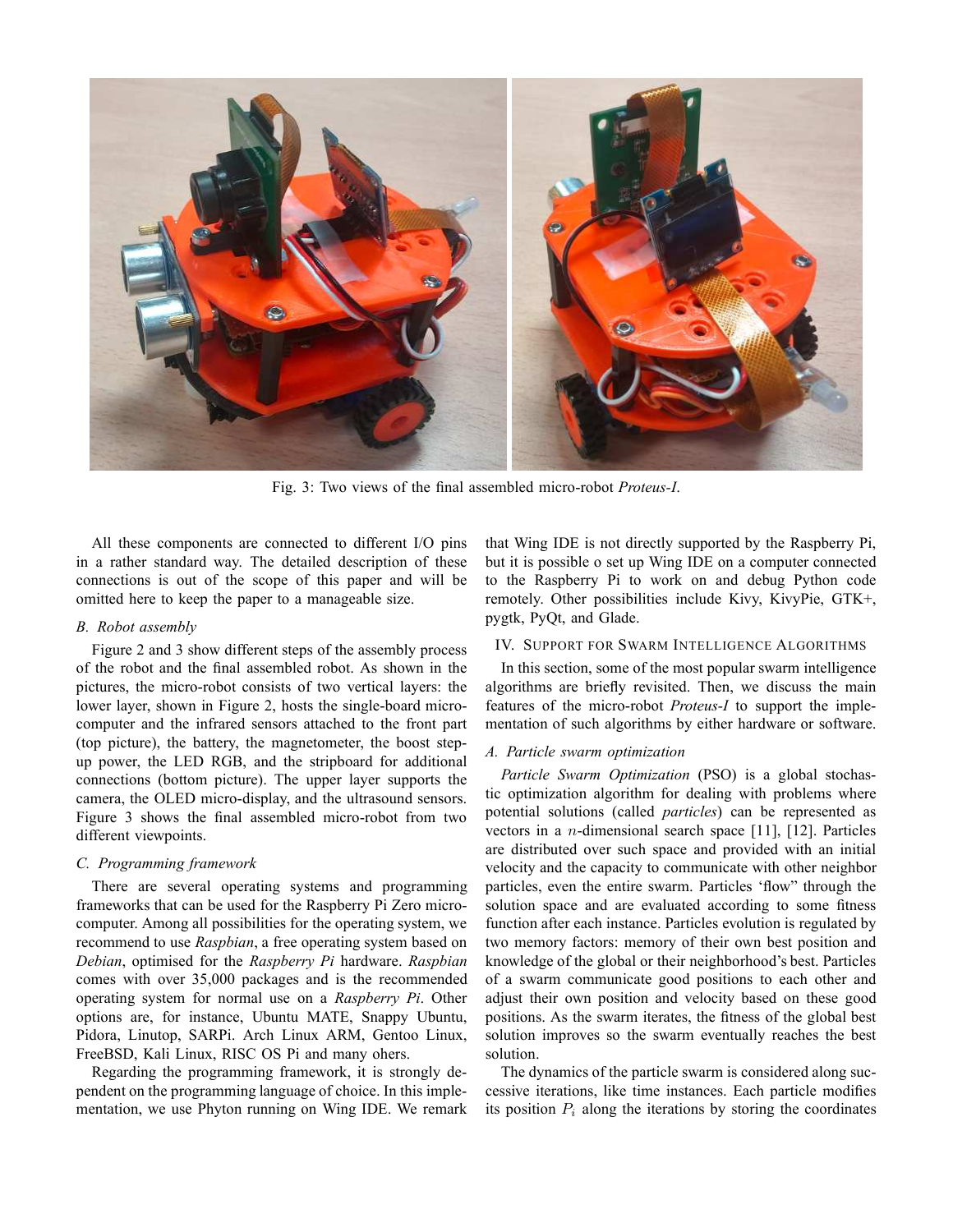Fig. 3: Two views of the final assembled micro-robot *Proteus-I*.

All these components are connected to different I/O pins in a rather standard way. The detailed description of these connections is out of the scope of this paper and will be omitted here to keep the paper to a manageable size.

### B. Robot assembly

Figure 2 and 3 show different steps of the assembly process of the robot and the final assembled robot. As shown in the pictures, the micro-robot consists of two vertical layers: the lower layer, shown in Figure 2, hosts the single-board micro-computer and the infrared sensors attached to the front part (top picture), the battery, the magnetometer, the boost step-up power, the LED RGB, and the stripboard for additional connections (bottom picture). The upper layer supports the camera, the OLED micro-display, and the ultrasound sensors. Figure 3 shows the final assembled micro-robot from two different viewpoints.

### C. Programming framework

There are several operating systems and programming frameworks that can be used for the Raspberry Pi Zero micro-computer. Among all possibilities for the operating system, we recommend to use *Raspbian*, a free operating system based on *Debian*, optimised for the *Raspberry Pi* hardware. *Raspbian* comes with over 35,000 packages and is the recommended operating system for normal use on a *Raspberry Pi*. Other options are, for instance, Ubuntu MATE, Snappy Ubuntu, Pidora, Linutop, SARPi. Arch Linux ARM, Gentoo Linux, FreeBSD, Kali Linux, RISC OS Pi and many ohers.

Regarding the programming framework, it is strongly dependent on the programming language of choice. In this implementation, we use Phyton running on Wing IDE. We remark that Wing IDE is not directly supported by the Raspberry Pi, but it is possible o set up Wing IDE on a computer connected to the Raspberry Pi to work on and debug Python code remotely. Other possibilities include Kivy, KivyPie, GTK+, pygtk, PyQt, and Glade.

## IV. Support for Swarm Intelligence Algorithms

In this section, some of the most popular swarm intelligence algorithms are briefly revisited. Then, we discuss the main features of the micro-robot *Proteus-I* to support the implementation of such algorithms by either hardware or software.

### A. Particle swarm optimization

*Particle Swarm Optimization* (PSO) is a global stochastic optimization algorithm for dealing with problems where potential solutions (called *particles*) can be represented as vectors in a $n$-dimensional search space [11], [12]. Particles are distributed over such space and provided with an initial velocity and the capacity to communicate with other neighbor particles, even the entire swarm. Particles 'flow' through the solution space and are evaluated according to some fitness function after each instance. Particles evolution is regulated by two memory factors: memory of their own best position and knowledge of the global or their neighborhood's best. Particles of a swarm communicate good positions to each other and adjust their own position and velocity based on these good positions. As the swarm iterates, the fitness of the global best solution improves so the swarm eventually reaches the best solution.

The dynamics of the particle swarm is considered along successive iterations, like time instances. Each particle modifies its position $P_i$ along the iterations by storing the coordinates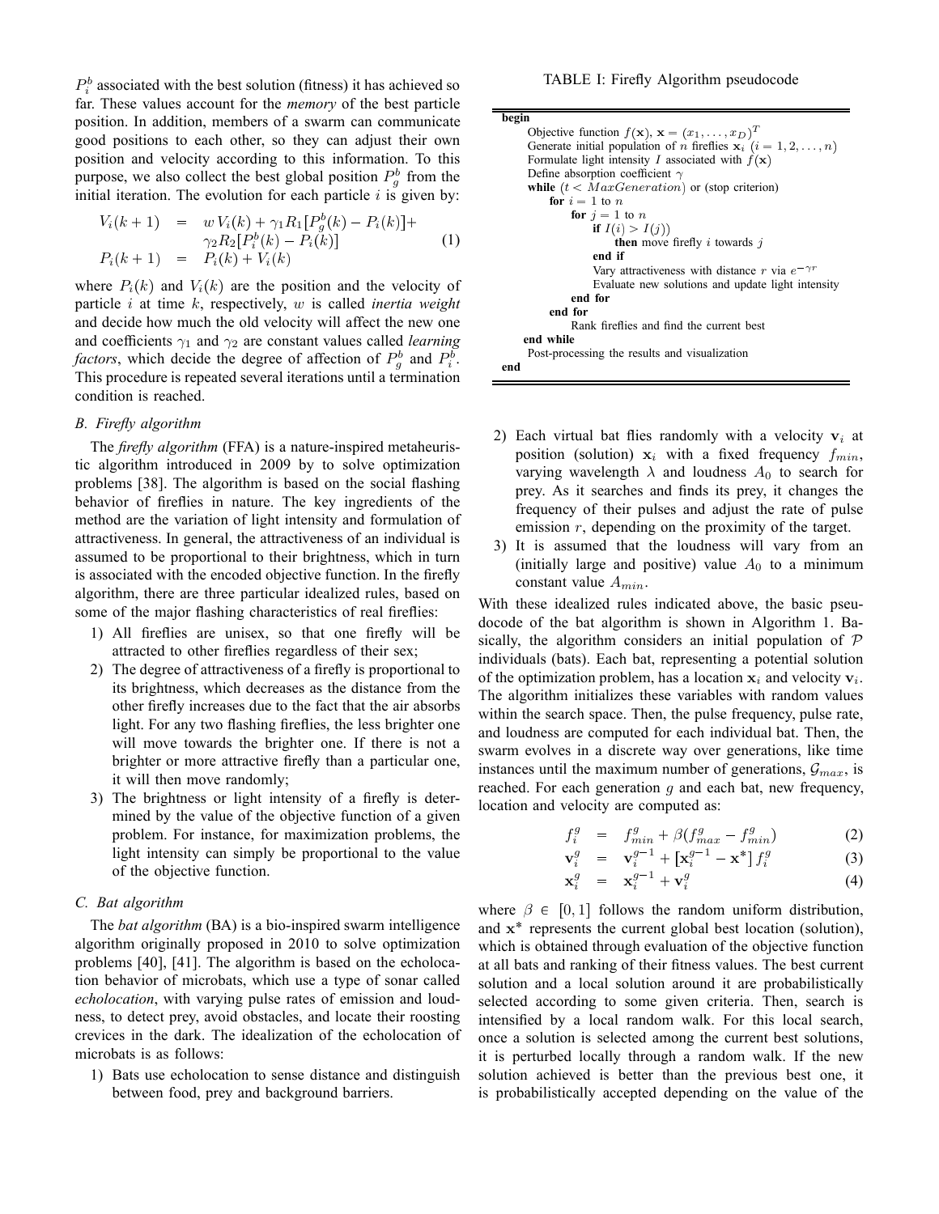$P_i^b$ associated with the best solution (fitness) it has achieved so far. These values account for the *memory* of the best particle position. In addition, members of a swarm can communicate good positions to each other, so they can adjust their own position and velocity according to this information. To this purpose, we also collect the best global position $P_g^b$ from the initial iteration. The evolution for each particle $i$ is given by:

$$
\begin{aligned}
V_i(k+1) &= w\,V_i(k) + \gamma_1 R_1 [P_g^b(k) - P_i(k)] + \\
&\quad \gamma_2 R_2 [P_i^b(k) - P_i(k)] \\
P_i(k+1) &= P_i(k) + V_i(k)
\end{aligned}
\tag{1}
$$

where $P_i(k)$ and $V_i(k)$ are the position and the velocity of particle $i$ at time $k$, respectively, $w$ is called *inertia weight* and decide how much the old velocity will affect the new one and coefficients $\gamma_1$ and $\gamma_2$ are constant values called *learning factors*, which decide the degree of affection of $P_g^b$ and $P_i^b$. This procedure is repeated several iterations until a termination condition is reached.

### B. Firefly algorithm

The *firefly algorithm* (FFA) is a nature-inspired metaheuristic algorithm introduced in 2009 by to solve optimization problems [38]. The algorithm is based on the social flashing behavior of fireflies in nature. The key ingredients of the method are the variation of light intensity and formulation of attractiveness. In general, the attractiveness of an individual is assumed to be proportional to their brightness, which in turn is associated with the encoded objective function. In the firefly algorithm, there are three particular idealized rules, based on some of the major flashing characteristics of real fireflies:

1) All fireflies are unisex, so that one firefly will be attracted to other fireflies regardless of their sex;
2) The degree of attractiveness of a firefly is proportional to its brightness, which decreases as the distance from the other firefly increases due to the fact that the air absorbs light. For any two flashing fireflies, the less brighter one will move towards the brighter one. If there is not a brighter or more attractive firefly than a particular one, it will then move randomly;
3) The brightness or light intensity of a firefly is determined by the value of the objective function of a given problem. For instance, for maximization problems, the light intensity can simply be proportional to the value of the objective function.

TABLE I: Firefly Algorithm pseudocode

```
begin
    Objective function f(x), x = (x_1, ..., x_D)^T
    Generate initial population of n fireflies x_i (i = 1, 2, ..., n)
    Formulate light intensity I associated with f(x)
    Define absorption coefficient γ
    while (t < MaxGeneration) or (stop criterion)
        for i = 1 to n
            for j = 1 to n
                if I(i) > I(j))
                    then move firefly i towards j
                end if
                Vary attractiveness with distance r via e^{-γr}
                Evaluate new solutions and update light intensity
            end for
        end for
            Rank fireflies and find the current best
    end while
    Post-processing the results and visualization
end
```

### C. Bat algorithm

The *bat algorithm* (BA) is a bio-inspired swarm intelligence algorithm originally proposed in 2010 to solve optimization problems [40], [41]. The algorithm is based on the echolocation behavior of microbats, which use a type of sonar called *echolocation*, with varying pulse rates of emission and loudness, to detect prey, avoid obstacles, and locate their roosting crevices in the dark. The idealization of the echolocation of microbats is as follows:

1) Bats use echolocation to sense distance and distinguish between food, prey and background barriers.
2) Each virtual bat flies randomly with a velocity $\mathbf{v}_i$ at position (solution) $\mathbf{x}_i$ with a fixed frequency $f_{min}$, varying wavelength $\lambda$ and loudness $A_0$ to search for prey. As it searches and finds its prey, it changes the frequency of their pulses and adjust the rate of pulse emission $r$, depending on the proximity of the target.
3) It is assumed that the loudness will vary from an (initially large and positive) value $A_0$ to a minimum constant value $A_{min}$.

With these idealized rules indicated above, the basic pseudocode of the bat algorithm is shown in Algorithm 1. Basically, the algorithm considers an initial population of $\mathcal{P}$ individuals (bats). Each bat, representing a potential solution of the optimization problem, has a location $\mathbf{x}_i$ and velocity $\mathbf{v}_i$. The algorithm initializes these variables with random values within the search space. Then, the pulse frequency, pulse rate, and loudness are computed for each individual bat. Then, the swarm evolves in a discrete way over generations, like time instances until the maximum number of generations, $\mathcal{G}_{max}$, is reached. For each generation $g$ and each bat, new frequency, location and velocity are computed as:

$$
f_i^g = f_{min}^g + \beta(f_{max}^g - f_{min}^g) \tag{2}
$$

$$
\mathbf{v}_i^g = \mathbf{v}_i^{g-1} + [\mathbf{x}_i^{g-1} - \mathbf{x}^*]\, f_i^g \tag{3}
$$

$$
\mathbf{x}_i^g = \mathbf{x}_i^{g-1} + \mathbf{v}_i^g \tag{4}
$$

where $\beta \in [0, 1]$ follows the random uniform distribution, and $\mathbf{x}^*$ represents the current global best location (solution), which is obtained through evaluation of the objective function at all bats and ranking of their fitness values. The best current solution and a local solution around it are probabilistically selected according to some given criteria. Then, search is intensified by a local random walk. For this local search, once a solution is selected among the current best solutions, it is perturbed locally through a random walk. If the new solution achieved is better than the previous best one, it is probabilistically accepted depending on the value of the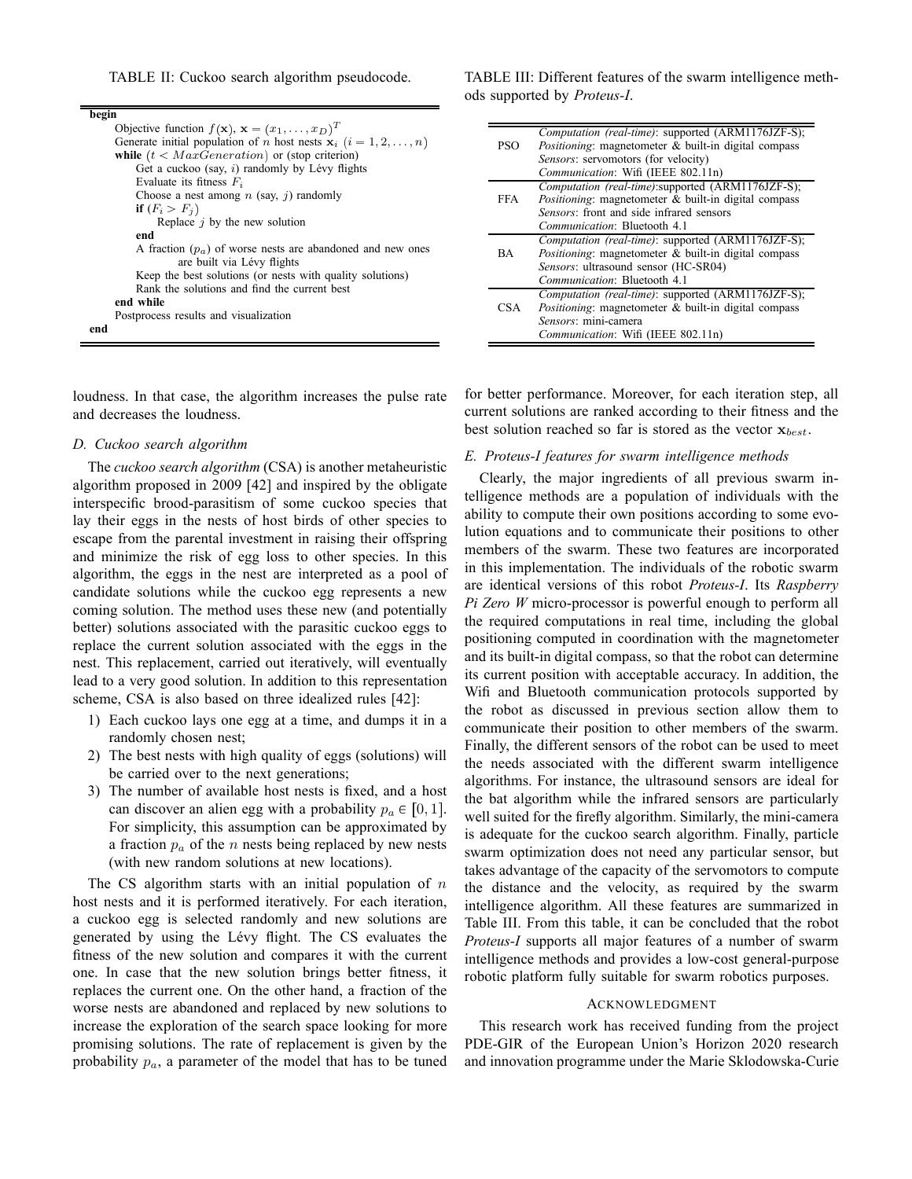TABLE II: Cuckoo search algorithm pseudocode.

```
begin
    Objective function f(x), x = (x_1, ..., x_D)^T
    Generate initial population of n host nests x_i (i = 1, 2, ..., n)
    while (t < MaxGeneration) or (stop criterion)
        Get a cuckoo (say, i) randomly by Lévy flights
        Evaluate its fitness F_i
        Choose a nest among n (say, j) randomly
        if (F_i > F_j)
            Replace j by the new solution
        end
        A fraction (p_a) of worse nests are abandoned and new ones
                are built via Lévy flights
        Keep the best solutions (or nests with quality solutions)
        Rank the solutions and find the current best
    end while
    Postprocess results and visualization
end
```

TABLE III: Different features of the swarm intelligence methods supported by *Proteus-I*.

| | |
|---|---|
| PSO | *Computation (real-time)*: supported (ARM1176JZF-S); *Positioning*: magnetometer & built-in digital compass *Sensors*: servomotors (for velocity) *Communication*: Wifi (IEEE 802.11n) |
| FFA | *Computation (real-time)*:supported (ARM1176JZF-S); *Positioning*: magnetometer & built-in digital compass *Sensors*: front and side infrared sensors *Communication*: Bluetooth 4.1 |
| BA | *Computation (real-time)*: supported (ARM1176JZF-S); *Positioning*: magnetometer & built-in digital compass *Sensors*: ultrasound sensor (HC-SR04) *Communication*: Bluetooth 4.1 |
| CSA | *Computation (real-time)*: supported (ARM1176JZF-S); *Positioning*: magnetometer & built-in digital compass *Sensors*: mini-camera *Communication*: Wifi (IEEE 802.11n) |

loudness. In that case, the algorithm increases the pulse rate and decreases the loudness.

### D. Cuckoo search algorithm

The *cuckoo search algorithm* (CSA) is another metaheuristic algorithm proposed in 2009 [42] and inspired by the obligate interspecific brood-parasitism of some cuckoo species that lay their eggs in the nests of host birds of other species to escape from the parental investment in raising their offspring and minimize the risk of egg loss to other species. In this algorithm, the eggs in the nest are interpreted as a pool of candidate solutions while the cuckoo egg represents a new coming solution. The method uses these new (and potentially better) solutions associated with the parasitic cuckoo eggs to replace the current solution associated with the eggs in the nest. This replacement, carried out iteratively, will eventually lead to a very good solution. In addition to this representation scheme, CSA is also based on three idealized rules [42]:

1) Each cuckoo lays one egg at a time, and dumps it in a randomly chosen nest;
2) The best nests with high quality of eggs (solutions) will be carried over to the next generations;
3) The number of available host nests is fixed, and a host can discover an alien egg with a probability $p_a \in [0, 1]$. For simplicity, this assumption can be approximated by a fraction $p_a$ of the $n$ nests being replaced by new nests (with new random solutions at new locations).

The CS algorithm starts with an initial population of $n$ host nests and it is performed iteratively. For each iteration, a cuckoo egg is selected randomly and new solutions are generated by using the Lévy flight. The CS evaluates the fitness of the new solution and compares it with the current one. In case that the new solution brings better fitness, it replaces the current one. On the other hand, a fraction of the worse nests are abandoned and replaced by new solutions to increase the exploration of the search space looking for more promising solutions. The rate of replacement is given by the probability $p_a$, a parameter of the model that has to be tuned for better performance. Moreover, for each iteration step, all current solutions are ranked according to their fitness and the best solution reached so far is stored as the vector $\mathbf{x}_{best}$.

### E. Proteus-I features for swarm intelligence methods

Clearly, the major ingredients of all previous swarm intelligence methods are a population of individuals with the ability to compute their own positions according to some evolution equations and to communicate their positions to other members of the swarm. These two features are incorporated in this implementation. The individuals of the robotic swarm are identical versions of this robot *Proteus-I*. Its *Raspberry Pi Zero W* micro-processor is powerful enough to perform all the required computations in real time, including the global positioning computed in coordination with the magnetometer and its built-in digital compass, so that the robot can determine its current position with acceptable accuracy. In addition, the Wifi and Bluetooth communication protocols supported by the robot as discussed in previous section allow them to communicate their position to other members of the swarm. Finally, the different sensors of the robot can be used to meet the needs associated with the different swarm intelligence algorithms. For instance, the ultrasound sensors are ideal for the bat algorithm while the infrared sensors are particularly well suited for the firefly algorithm. Similarly, the mini-camera is adequate for the cuckoo search algorithm. Finally, particle swarm optimization does not need any particular sensor, but takes advantage of the capacity of the servomotors to compute the distance and the velocity, as required by the swarm intelligence algorithm. All these features are summarized in Table III. From this table, it can be concluded that the robot *Proteus-I* supports all major features of a number of swarm intelligence methods and provides a low-cost general-purpose robotic platform fully suitable for swarm robotics purposes.

## Acknowledgment

This research work has received funding from the project PDE-GIR of the European Union's Horizon 2020 research and innovation programme under the Marie Sklodowska-Curie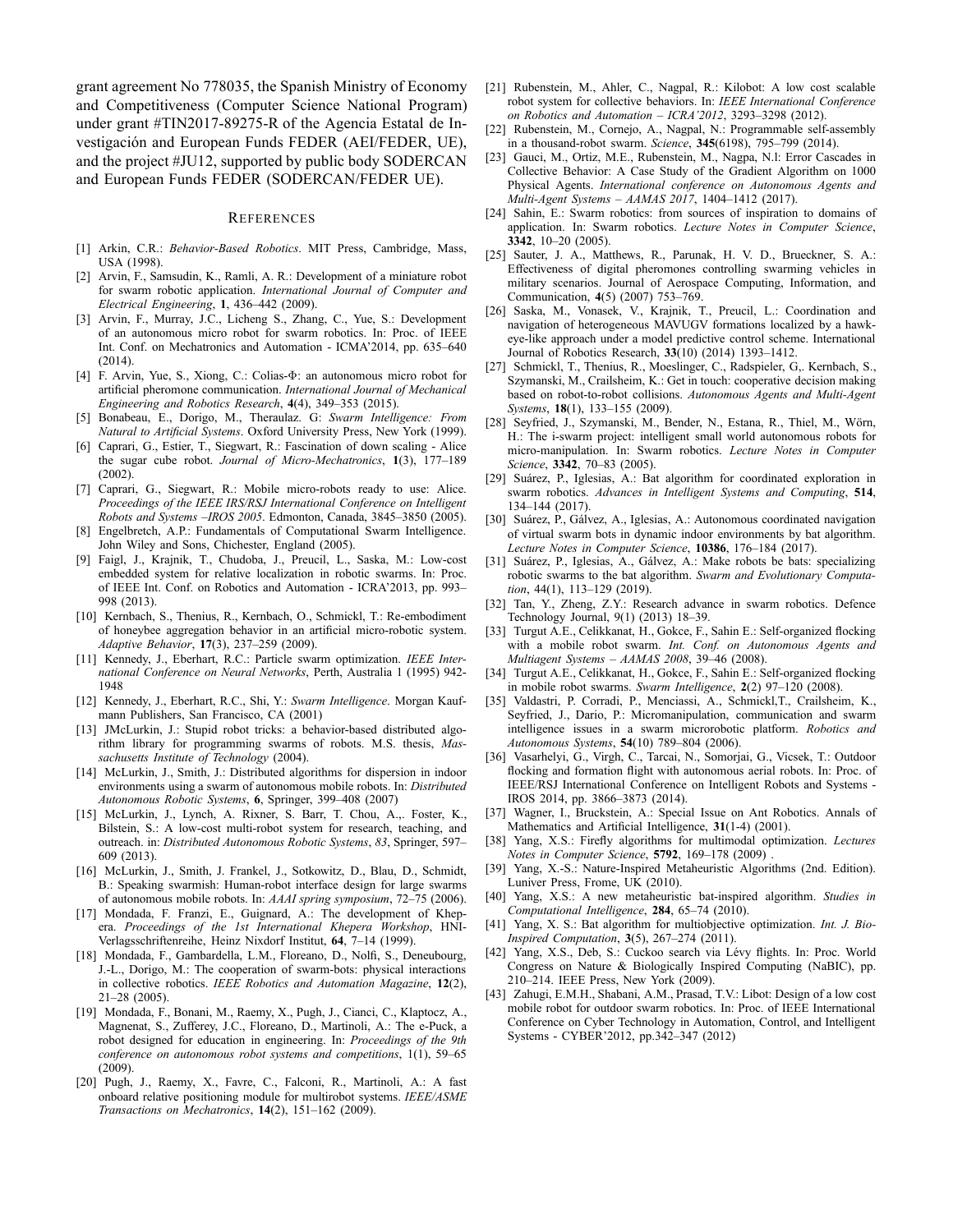grant agreement No 778035, the Spanish Ministry of Economy and Competitiveness (Computer Science National Program) under grant #TIN2017-89275-R of the Agencia Estatal de Investigación and European Funds FEDER (AEI/FEDER, UE), and the project #JU12, supported by public body SODERCAN and European Funds FEDER (SODERCAN/FEDER UE).

## REFERENCES

[1] Arkin, C.R.: *Behavior-Based Robotics*. MIT Press, Cambridge, Mass, USA (1998).

[2] Arvin, F., Samsudin, K., Ramli, A. R.: Development of a miniature robot for swarm robotic application. *International Journal of Computer and Electrical Engineering*, **1**, 436–442 (2009).

[3] Arvin, F., Murray, J.C., Licheng S., Zhang, C., Yue, S.: Development of an autonomous micro robot for swarm robotics. In: Proc. of IEEE Int. Conf. on Mechatronics and Automation - ICMA'2014, pp. 635–640 (2014).

[4] F. Arvin, Yue, S., Xiong, C.: Colias-Φ: an autonomous micro robot for artificial pheromone communication. *International Journal of Mechanical Engineering and Robotics Research*, **4**(4), 349–353 (2015).

[5] Bonabeau, E., Dorigo, M., Theraulaz. G: *Swarm Intelligence: From Natural to Artificial Systems*. Oxford University Press, New York (1999).

[6] Caprari, G., Estier, T., Siegwart, R.: Fascination of down scaling - Alice the sugar cube robot. *Journal of Micro-Mechatronics*, **1**(3), 177–189 (2002).

[7] Caprari, G., Siegwart, R.: Mobile micro-robots ready to use: Alice. *Proceedings of the IEEE IRS/RSJ International Conference on Intelligent Robots and Systems –IROS 2005*. Edmonton, Canada, 3845–3850 (2005).

[8] Engelbretch, A.P.: Fundamentals of Computational Swarm Intelligence. John Wiley and Sons, Chichester, England (2005).

[9] Faigl, J., Krajnik, T., Chudoba, J., Preucil, L., Saska, M.: Low-cost embedded system for relative localization in robotic swarms. In: Proc. of IEEE Int. Conf. on Robotics and Automation - ICRA'2013, pp. 993–998 (2013).

[10] Kernbach, S., Thenius, R., Kernbach, O., Schmickl, T.: Re-embodiment of honeybee aggregation behavior in an artificial micro-robotic system. *Adaptive Behavior*, **17**(3), 237–259 (2009).

[11] Kennedy, J., Eberhart, R.C.: Particle swarm optimization. *IEEE International Conference on Neural Networks*, Perth, Australia 1 (1995) 942-1948

[12] Kennedy, J., Eberhart, R.C., Shi, Y.: *Swarm Intelligence*. Morgan Kaufmann Publishers, San Francisco, CA (2001)

[13] JMcLurkin, J.: Stupid robot tricks: a behavior-based distributed algorithm library for programming swarms of robots. M.S. thesis, *Massachusetts Institute of Technology* (2004).

[14] McLurkin, J., Smith, J.: Distributed algorithms for dispersion in indoor environments using a swarm of autonomous mobile robots. In: *Distributed Autonomous Robotic Systems*, **6**, Springer, 399–408 (2007)

[15] McLurkin, J., Lynch, A. Rixner, S. Barr, T. Chou, A.,. Foster, K., Bilstein, S.: A low-cost multi-robot system for research, teaching, and outreach. in: *Distributed Autonomous Robotic Systems*, *83*, Springer, 597–609 (2013).

[16] McLurkin, J., Smith, J. Frankel, J., Sotkowitz, D., Blau, D., Schmidt, B.: Speaking swarmish: Human-robot interface design for large swarms of autonomous mobile robots. In: *AAAI spring symposium*, 72–75 (2006).

[17] Mondada, F. Franzi, E., Guignard, A.: The development of Khepera. *Proceedings of the 1st International Khepera Workshop*, HNI-Verlagsschriftenreihe, Heinz Nixdorf Institut, **64**, 7–14 (1999).

[18] Mondada, F., Gambardella, L.M., Floreano, D., Nolfi, S., Deneubourg, J.-L., Dorigo, M.: The cooperation of swarm-bots: physical interactions in collective robotics. *IEEE Robotics and Automation Magazine*, **12**(2), 21–28 (2005).

[19] Mondada, F., Bonani, M., Raemy, X., Pugh, J., Cianci, C., Klaptocz, A., Magnenat, S., Zufferey, J.C., Floreano, D., Martinoli, A.: The e-Puck, a robot designed for education in engineering. In: *Proceedings of the 9th conference on autonomous robot systems and competitions*, 1(1), 59–65 (2009).

[20] Pugh, J., Raemy, X., Favre, C., Falconi, R., Martinoli, A.: A fast onboard relative positioning module for multirobot systems. *IEEE/ASME Transactions on Mechatronics*, **14**(2), 151–162 (2009).

[21] Rubenstein, M., Ahler, C., Nagpal, R.: Kilobot: A low cost scalable robot system for collective behaviors. In: *IEEE International Conference on Robotics and Automation – ICRA'2012*, 3293–3298 (2012).

[22] Rubenstein, M., Cornejo, A., Nagpal, N.: Programmable self-assembly in a thousand-robot swarm. *Science*, **345**(6198), 795–799 (2014).

[23] Gauci, M., Ortiz, M.E., Rubenstein, M., Nagpa, N.l: Error Cascades in Collective Behavior: A Case Study of the Gradient Algorithm on 1000 Physical Agents. *International conference on Autonomous Agents and Multi-Agent Systems – AAMAS 2017*, 1404–1412 (2017).

[24] Sahin, E.: Swarm robotics: from sources of inspiration to domains of application. In: Swarm robotics. *Lecture Notes in Computer Science*, **3342**, 10–20 (2005).

[25] Sauter, J. A., Matthews, R., Parunak, H. V. D., Brueckner, S. A.: Effectiveness of digital pheromones controlling swarming vehicles in military scenarios. Journal of Aerospace Computing, Information, and Communication, **4**(5) (2007) 753–769.

[26] Saska, M., Vonasek, V., Krajnik, T., Preucil, L.: Coordination and navigation of heterogeneous MAVUGV formations localized by a hawk-eye-like approach under a model predictive control scheme. International Journal of Robotics Research, **33**(10) (2014) 1393–1412.

[27] Schmickl, T., Thenius, R., Moeslinger, C., Radspieler, G,. Kernbach, S., Szymanski, M., Crailsheim, K.: Get in touch: cooperative decision making based on robot-to-robot collisions. *Autonomous Agents and Multi-Agent Systems*, **18**(1), 133–155 (2009).

[28] Seyfried, J., Szymanski, M., Bender, N., Estana, R., Thiel, M., Wörn, H.: The i-swarm project: intelligent small world autonomous robots for micro-manipulation. In: Swarm robotics. *Lecture Notes in Computer Science*, **3342**, 70–83 (2005).

[29] Suárez, P., Iglesias, A.: Bat algorithm for coordinated exploration in swarm robotics. *Advances in Intelligent Systems and Computing*, **514**, 134–144 (2017).

[30] Suárez, P., Gálvez, A., Iglesias, A.: Autonomous coordinated navigation of virtual swarm bots in dynamic indoor environments by bat algorithm. *Lecture Notes in Computer Science*, **10386**, 176–184 (2017).

[31] Suárez, P., Iglesias, A., Gálvez, A.: Make robots be bats: specializing robotic swarms to the bat algorithm. *Swarm and Evolutionary Computation*, 44(1), 113–129 (2019).

[32] Tan, Y., Zheng, Z.Y.: Research advance in swarm robotics. Defence Technology Journal, 9(1) (2013) 18–39.

[33] Turgut A.E., Celikkanat, H., Gokce, F., Sahin E.: Self-organized flocking with a mobile robot swarm. *Int. Conf. on Autonomous Agents and Multiagent Systems – AAMAS 2008*, 39–46 (2008).

[34] Turgut A.E., Celikkanat, H., Gokce, F., Sahin E.: Self-organized flocking in mobile robot swarms. *Swarm Intelligence*, **2**(2) 97–120 (2008).

[35] Valdastri, P. Corradi, P., Menciassi, A., Schmickl,T., Crailsheim, K., Seyfried, J., Dario, P.: Micromanipulation, communication and swarm intelligence issues in a swarm microrobotic platform. *Robotics and Autonomous Systems*, **54**(10) 789–804 (2006).

[36] Vasarhelyi, G., Virgh, C., Tarcai, N., Somorjai, G., Vicsek, T.: Outdoor flocking and formation flight with autonomous aerial robots. In: Proc. of IEEE/RSJ International Conference on Intelligent Robots and Systems - IROS 2014, pp. 3866–3873 (2014).

[37] Wagner, I., Bruckstein, A.: Special Issue on Ant Robotics. Annals of Mathematics and Artificial Intelligence, **31**(1-4) (2001).

[38] Yang, X.S.: Firefly algorithms for multimodal optimization. *Lectures Notes in Computer Science*, **5792**, 169–178 (2009) .

[39] Yang, X.-S.: Nature-Inspired Metaheuristic Algorithms (2nd. Edition). Luniver Press, Frome, UK (2010).

[40] Yang, X.S.: A new metaheuristic bat-inspired algorithm. *Studies in Computational Intelligence*, **284**, 65–74 (2010).

[41] Yang, X. S.: Bat algorithm for multiobjective optimization. *Int. J. Bio-Inspired Computation*, **3**(5), 267–274 (2011).

[42] Yang, X.S., Deb, S.: Cuckoo search via Lévy flights. In: Proc. World Congress on Nature & Biologically Inspired Computing (NaBIC), pp. 210–214. IEEE Press, New York (2009).

[43] Zahugi, E.M.H., Shabani, A.M., Prasad, T.V.: Libot: Design of a low cost mobile robot for outdoor swarm robotics. In: Proc. of IEEE International Conference on Cyber Technology in Automation, Control, and Intelligent Systems - CYBER'2012, pp.342–347 (2012)